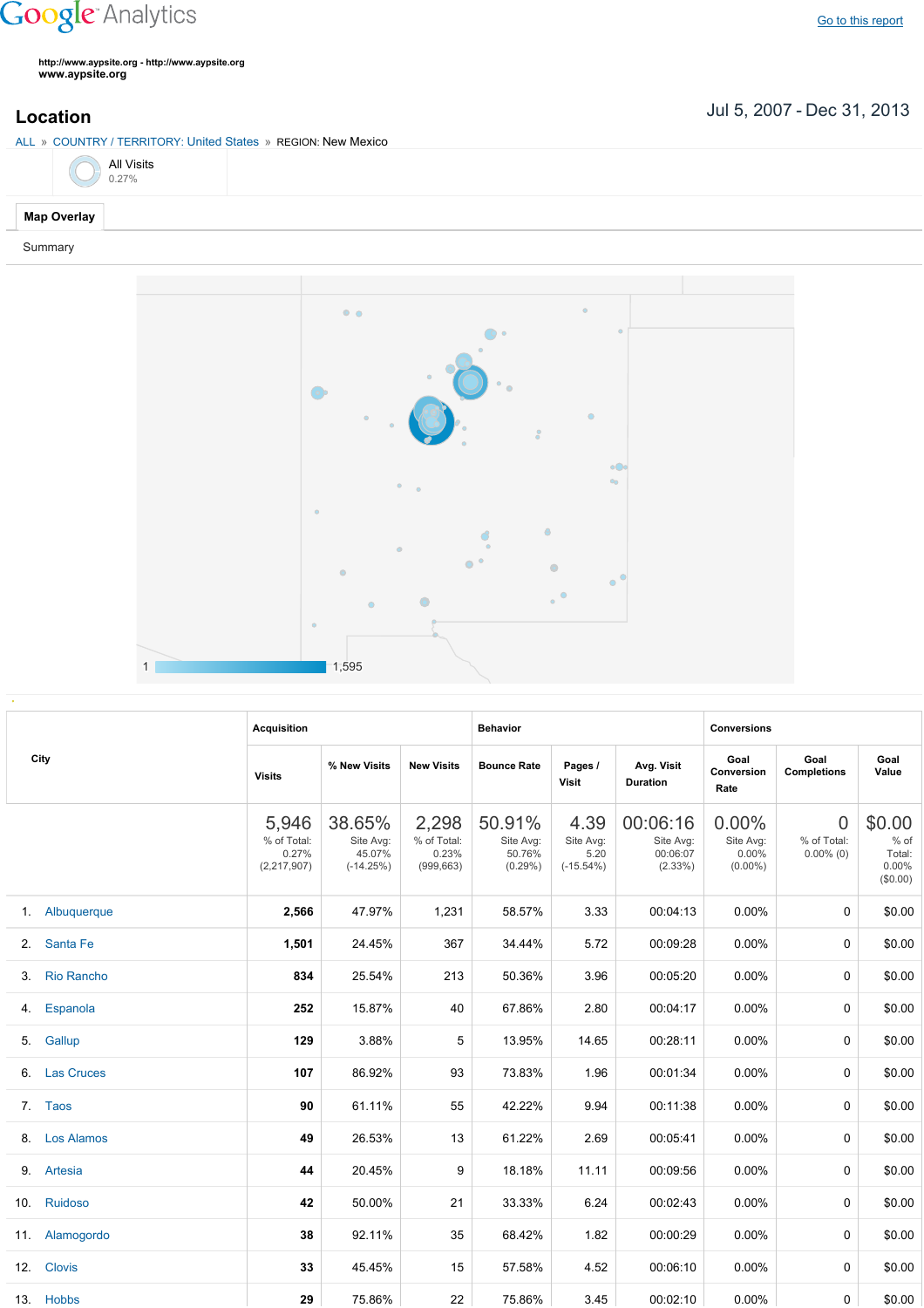Google Analytics

Go to this report

http://www.aypsite.org - http://www.aypsite.org
www.aypsite.org

## Location

Jul 5, 2007 - Dec 31, 2013

ALL » COUNTRY / TERRITORY: United States » REGION: New Mexico

All Visits
0.27%

Map Overlay

Summary

1 — 1,595

| City | Acquisition | | | Behavior | | | Conversions | | |
|---|---|---|---|---|---|---|---|---|---|
| | Visits | % New Visits | New Visits | Bounce Rate | Pages / Visit | Avg. Visit Duration | Goal Conversion Rate | Goal Completions | Goal Value |
| | 5,946<br>% of Total: 0.27% (2,217,907) | 38.65%<br>Site Avg: 45.07% (-14.25%) | 2,298<br>% of Total: 0.23% (999,663) | 50.91%<br>Site Avg: 50.76% (0.29%) | 4.39<br>Site Avg: 5.20 (-15.54%) | 00:06:16<br>Site Avg: 00:06:07 (2.33%) | 0.00%<br>Site Avg: 0.00% (0.00%) | 0<br>% of Total: 0.00% (0) | $0.00<br>% of Total: 0.00% ($0.00) |
| 1. Albuquerque | 2,566 | 47.97% | 1,231 | 58.57% | 3.33 | 00:04:13 | 0.00% | 0 | $0.00 |
| 2. Santa Fe | 1,501 | 24.45% | 367 | 34.44% | 5.72 | 00:09:28 | 0.00% | 0 | $0.00 |
| 3. Rio Rancho | 834 | 25.54% | 213 | 50.36% | 3.96 | 00:05:20 | 0.00% | 0 | $0.00 |
| 4. Espanola | 252 | 15.87% | 40 | 67.86% | 2.80 | 00:04:17 | 0.00% | 0 | $0.00 |
| 5. Gallup | 129 | 3.88% | 5 | 13.95% | 14.65 | 00:28:11 | 0.00% | 0 | $0.00 |
| 6. Las Cruces | 107 | 86.92% | 93 | 73.83% | 1.96 | 00:01:34 | 0.00% | 0 | $0.00 |
| 7. Taos | 90 | 61.11% | 55 | 42.22% | 9.94 | 00:11:38 | 0.00% | 0 | $0.00 |
| 8. Los Alamos | 49 | 26.53% | 13 | 61.22% | 2.69 | 00:05:41 | 0.00% | 0 | $0.00 |
| 9. Artesia | 44 | 20.45% | 9 | 18.18% | 11.11 | 00:09:56 | 0.00% | 0 | $0.00 |
| 10. Ruidoso | 42 | 50.00% | 21 | 33.33% | 6.24 | 00:02:43 | 0.00% | 0 | $0.00 |
| 11. Alamogordo | 38 | 92.11% | 35 | 68.42% | 1.82 | 00:00:29 | 0.00% | 0 | $0.00 |
| 12. Clovis | 33 | 45.45% | 15 | 57.58% | 4.52 | 00:06:10 | 0.00% | 0 | $0.00 |
| 13. Hobbs | 29 | 75.86% | 22 | 75.86% | 3.45 | 00:02:10 | 0.00% | 0 | $0.00 |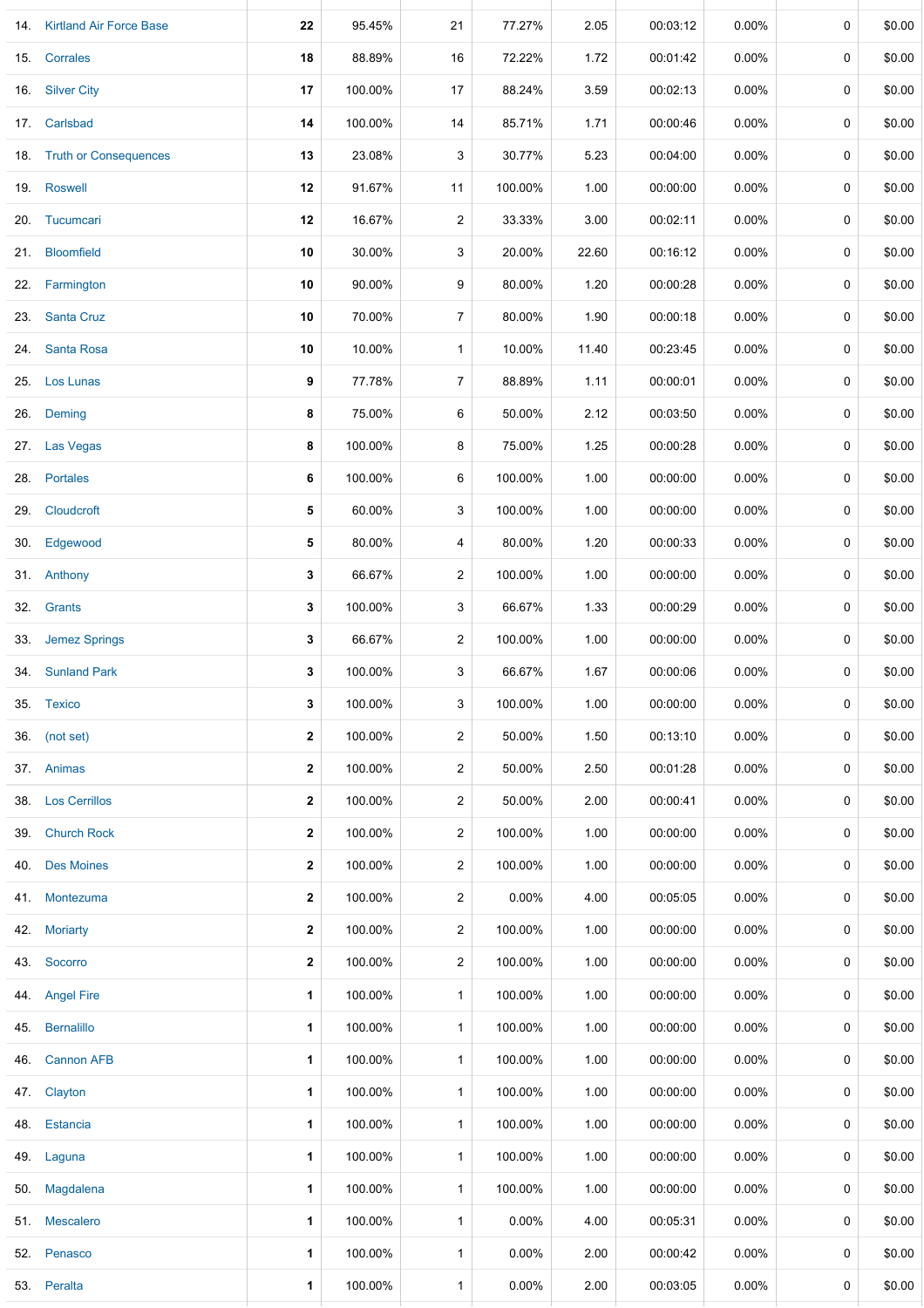| | | | | | | | | | |
|---|---|---|---|---|---|---|---|---|---|
| 14. | Kirtland Air Force Base | **22** | 95.45% | 21 | 77.27% | 2.05 | 00:03:12 | 0.00% | 0 | $0.00 |
| 15. | Corrales | **18** | 88.89% | 16 | 72.22% | 1.72 | 00:01:42 | 0.00% | 0 | $0.00 |
| 16. | Silver City | **17** | 100.00% | 17 | 88.24% | 3.59 | 00:02:13 | 0.00% | 0 | $0.00 |
| 17. | Carlsbad | **14** | 100.00% | 14 | 85.71% | 1.71 | 00:00:46 | 0.00% | 0 | $0.00 |
| 18. | Truth or Consequences | **13** | 23.08% | 3 | 30.77% | 5.23 | 00:04:00 | 0.00% | 0 | $0.00 |
| 19. | Roswell | **12** | 91.67% | 11 | 100.00% | 1.00 | 00:00:00 | 0.00% | 0 | $0.00 |
| 20. | Tucumcari | **12** | 16.67% | 2 | 33.33% | 3.00 | 00:02:11 | 0.00% | 0 | $0.00 |
| 21. | Bloomfield | **10** | 30.00% | 3 | 20.00% | 22.60 | 00:16:12 | 0.00% | 0 | $0.00 |
| 22. | Farmington | **10** | 90.00% | 9 | 80.00% | 1.20 | 00:00:28 | 0.00% | 0 | $0.00 |
| 23. | Santa Cruz | **10** | 70.00% | 7 | 80.00% | 1.90 | 00:00:18 | 0.00% | 0 | $0.00 |
| 24. | Santa Rosa | **10** | 10.00% | 1 | 10.00% | 11.40 | 00:23:45 | 0.00% | 0 | $0.00 |
| 25. | Los Lunas | **9** | 77.78% | 7 | 88.89% | 1.11 | 00:00:01 | 0.00% | 0 | $0.00 |
| 26. | Deming | **8** | 75.00% | 6 | 50.00% | 2.12 | 00:03:50 | 0.00% | 0 | $0.00 |
| 27. | Las Vegas | **8** | 100.00% | 8 | 75.00% | 1.25 | 00:00:28 | 0.00% | 0 | $0.00 |
| 28. | Portales | **6** | 100.00% | 6 | 100.00% | 1.00 | 00:00:00 | 0.00% | 0 | $0.00 |
| 29. | Cloudcroft | **5** | 60.00% | 3 | 100.00% | 1.00 | 00:00:00 | 0.00% | 0 | $0.00 |
| 30. | Edgewood | **5** | 80.00% | 4 | 80.00% | 1.20 | 00:00:33 | 0.00% | 0 | $0.00 |
| 31. | Anthony | **3** | 66.67% | 2 | 100.00% | 1.00 | 00:00:00 | 0.00% | 0 | $0.00 |
| 32. | Grants | **3** | 100.00% | 3 | 66.67% | 1.33 | 00:00:29 | 0.00% | 0 | $0.00 |
| 33. | Jemez Springs | **3** | 66.67% | 2 | 100.00% | 1.00 | 00:00:00 | 0.00% | 0 | $0.00 |
| 34. | Sunland Park | **3** | 100.00% | 3 | 66.67% | 1.67 | 00:00:06 | 0.00% | 0 | $0.00 |
| 35. | Texico | **3** | 100.00% | 3 | 100.00% | 1.00 | 00:00:00 | 0.00% | 0 | $0.00 |
| 36. | (not set) | **2** | 100.00% | 2 | 50.00% | 1.50 | 00:13:10 | 0.00% | 0 | $0.00 |
| 37. | Animas | **2** | 100.00% | 2 | 50.00% | 2.50 | 00:01:28 | 0.00% | 0 | $0.00 |
| 38. | Los Cerrillos | **2** | 100.00% | 2 | 50.00% | 2.00 | 00:00:41 | 0.00% | 0 | $0.00 |
| 39. | Church Rock | **2** | 100.00% | 2 | 100.00% | 1.00 | 00:00:00 | 0.00% | 0 | $0.00 |
| 40. | Des Moines | **2** | 100.00% | 2 | 100.00% | 1.00 | 00:00:00 | 0.00% | 0 | $0.00 |
| 41. | Montezuma | **2** | 100.00% | 2 | 0.00% | 4.00 | 00:05:05 | 0.00% | 0 | $0.00 |
| 42. | Moriarty | **2** | 100.00% | 2 | 100.00% | 1.00 | 00:00:00 | 0.00% | 0 | $0.00 |
| 43. | Socorro | **2** | 100.00% | 2 | 100.00% | 1.00 | 00:00:00 | 0.00% | 0 | $0.00 |
| 44. | Angel Fire | **1** | 100.00% | 1 | 100.00% | 1.00 | 00:00:00 | 0.00% | 0 | $0.00 |
| 45. | Bernalillo | **1** | 100.00% | 1 | 100.00% | 1.00 | 00:00:00 | 0.00% | 0 | $0.00 |
| 46. | Cannon AFB | **1** | 100.00% | 1 | 100.00% | 1.00 | 00:00:00 | 0.00% | 0 | $0.00 |
| 47. | Clayton | **1** | 100.00% | 1 | 100.00% | 1.00 | 00:00:00 | 0.00% | 0 | $0.00 |
| 48. | Estancia | **1** | 100.00% | 1 | 100.00% | 1.00 | 00:00:00 | 0.00% | 0 | $0.00 |
| 49. | Laguna | **1** | 100.00% | 1 | 100.00% | 1.00 | 00:00:00 | 0.00% | 0 | $0.00 |
| 50. | Magdalena | **1** | 100.00% | 1 | 100.00% | 1.00 | 00:00:00 | 0.00% | 0 | $0.00 |
| 51. | Mescalero | **1** | 100.00% | 1 | 0.00% | 4.00 | 00:05:31 | 0.00% | 0 | $0.00 |
| 52. | Penasco | **1** | 100.00% | 1 | 0.00% | 2.00 | 00:00:42 | 0.00% | 0 | $0.00 |
| 53. | Peralta | **1** | 100.00% | 1 | 0.00% | 2.00 | 00:03:05 | 0.00% | 0 | $0.00 |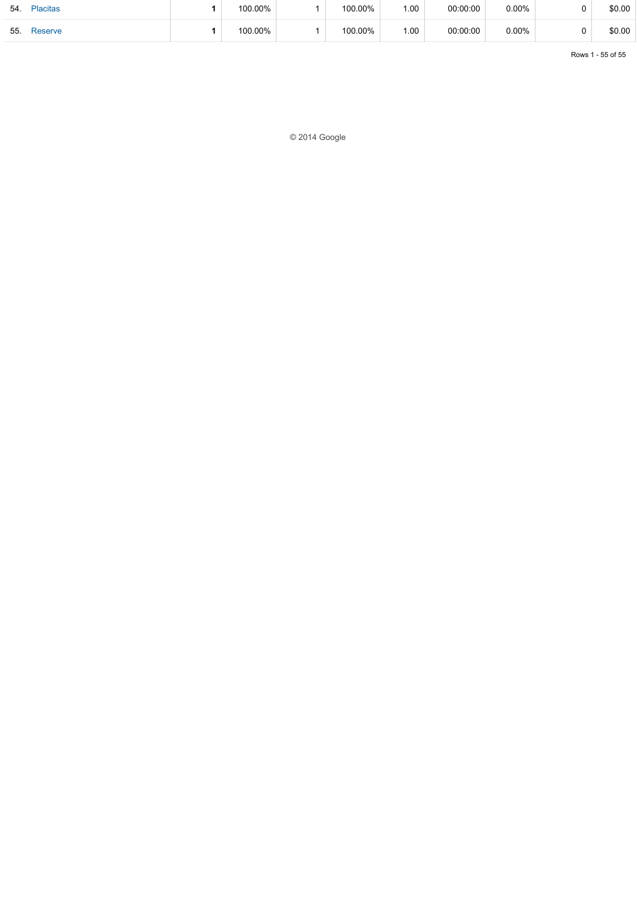| | | | | | | | | | |
|---|---|---|---|---|---|---|---|---|---|
| 54. | Placitas | **1** | 100.00% | 1 | 100.00% | 1.00 | 00:00:00 | 0.00% | 0 | $0.00 |
| 55. | Reserve | **1** | 100.00% | 1 | 100.00% | 1.00 | 00:00:00 | 0.00% | 0 | $0.00 |

Rows 1 - 55 of 55

© 2014 Google